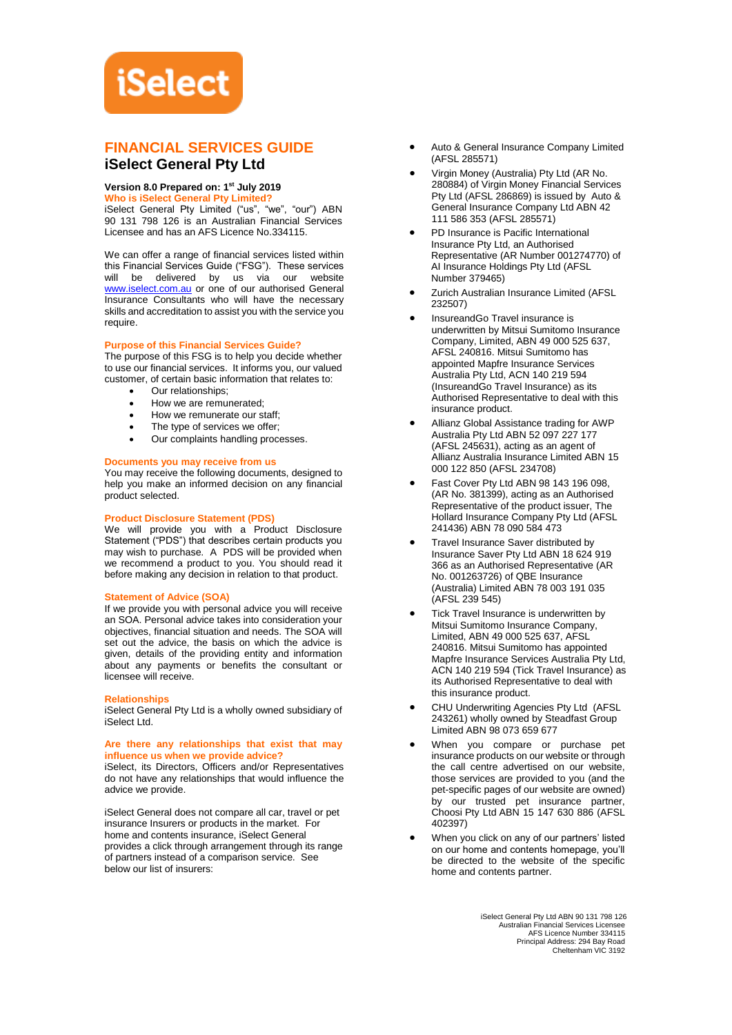# FINANCIAL SERVICES GUIDE

## iSelect General Pty Ltd

**Version 8.0 Prepared on: 1st July 2019**

### Who is iSelect General Pty Limited?

iSelect General Pty Limited ("us", "we", "our") ABN 90 131 798 126 is an Australian Financial Services Licensee and has an AFS Licence No.334115.

We can offer a range of financial services listed within this Financial Services Guide ("FSG"). These services will be delivered by us via our website www.iselect.com.au or one of our authorised General Insurance Consultants who will have the necessary skills and accreditation to assist you with the service you require.

### Purpose of this Financial Services Guide?

The purpose of this FSG is to help you decide whether to use our financial services. It informs you, our valued customer, of certain basic information that relates to:

- Our relationships;
- How we are remunerated;
- How we remunerate our staff;
- The type of services we offer;
- Our complaints handling processes.

### Documents you may receive from us

You may receive the following documents, designed to help you make an informed decision on any financial product selected.

### Product Disclosure Statement (PDS)

We will provide you with a Product Disclosure Statement ("PDS") that describes certain products you may wish to purchase. A PDS will be provided when we recommend a product to you. You should read it before making any decision in relation to that product.

### Statement of Advice (SOA)

If we provide you with personal advice you will receive an SOA. Personal advice takes into consideration your objectives, financial situation and needs. The SOA will set out the advice, the basis on which the advice is given, details of the providing entity and information about any payments or benefits the consultant or licensee will receive.

### Relationships

iSelect General Pty Ltd is a wholly owned subsidiary of iSelect Ltd.

### Are there any relationships that exist that may influence us when we provide advice?

iSelect, its Directors, Officers and/or Representatives do not have any relationships that would influence the advice we provide.

iSelect General does not compare all car, travel or pet insurance Insurers or products in the market. For home and contents insurance, iSelect General provides a click through arrangement through its range of partners instead of a comparison service. See below our list of insurers:

- Auto & General Insurance Company Limited (AFSL 285571)
- Virgin Money (Australia) Pty Ltd (AR No. 280884) of Virgin Money Financial Services Pty Ltd (AFSL 286869) is issued by Auto & General Insurance Company Ltd ABN 42 111 586 353 (AFSL 285571)
- PD Insurance is Pacific International Insurance Pty Ltd, an Authorised Representative (AR Number 001274770) of AI Insurance Holdings Pty Ltd (AFSL Number 379465)
- Zurich Australian Insurance Limited (AFSL 232507)
- InsureandGo Travel insurance is underwritten by Mitsui Sumitomo Insurance Company, Limited, ABN 49 000 525 637, AFSL 240816. Mitsui Sumitomo has appointed Mapfre Insurance Services Australia Pty Ltd, ACN 140 219 594 (InsureandGo Travel Insurance) as its Authorised Representative to deal with this insurance product.
- Allianz Global Assistance trading for AWP Australia Pty Ltd ABN 52 097 227 177 (AFSL 245631), acting as an agent of Allianz Australia Insurance Limited ABN 15 000 122 850 (AFSL 234708)
- Fast Cover Pty Ltd ABN 98 143 196 098, (AR No. 381399), acting as an Authorised Representative of the product issuer, The Hollard Insurance Company Pty Ltd (AFSL 241436) ABN 78 090 584 473
- Travel Insurance Saver distributed by Insurance Saver Pty Ltd ABN 18 624 919 366 as an Authorised Representative (AR No. 001263726) of QBE Insurance (Australia) Limited ABN 78 003 191 035 (AFSL 239 545)
- Tick Travel Insurance is underwritten by Mitsui Sumitomo Insurance Company, Limited, ABN 49 000 525 637, AFSL 240816. Mitsui Sumitomo has appointed Mapfre Insurance Services Australia Pty Ltd, ACN 140 219 594 (Tick Travel Insurance) as its Authorised Representative to deal with this insurance product.
- CHU Underwriting Agencies Pty Ltd (AFSL 243261) wholly owned by Steadfast Group Limited ABN 98 073 659 677
- When you compare or purchase pet insurance products on our website or through the call centre advertised on our website, those services are provided to you (and the pet-specific pages of our website are owned) by our trusted pet insurance partner, Choosi Pty Ltd ABN 15 147 630 886 (AFSL 402397)
- When you click on any of our partners' listed on our home and contents homepage, you'll be directed to the website of the specific home and contents partner.

iSelect General Pty Ltd ABN 90 131 798 126
Australian Financial Services Licensee
AFS Licence Number 334115
Principal Address: 294 Bay Road
Cheltenham VIC 3192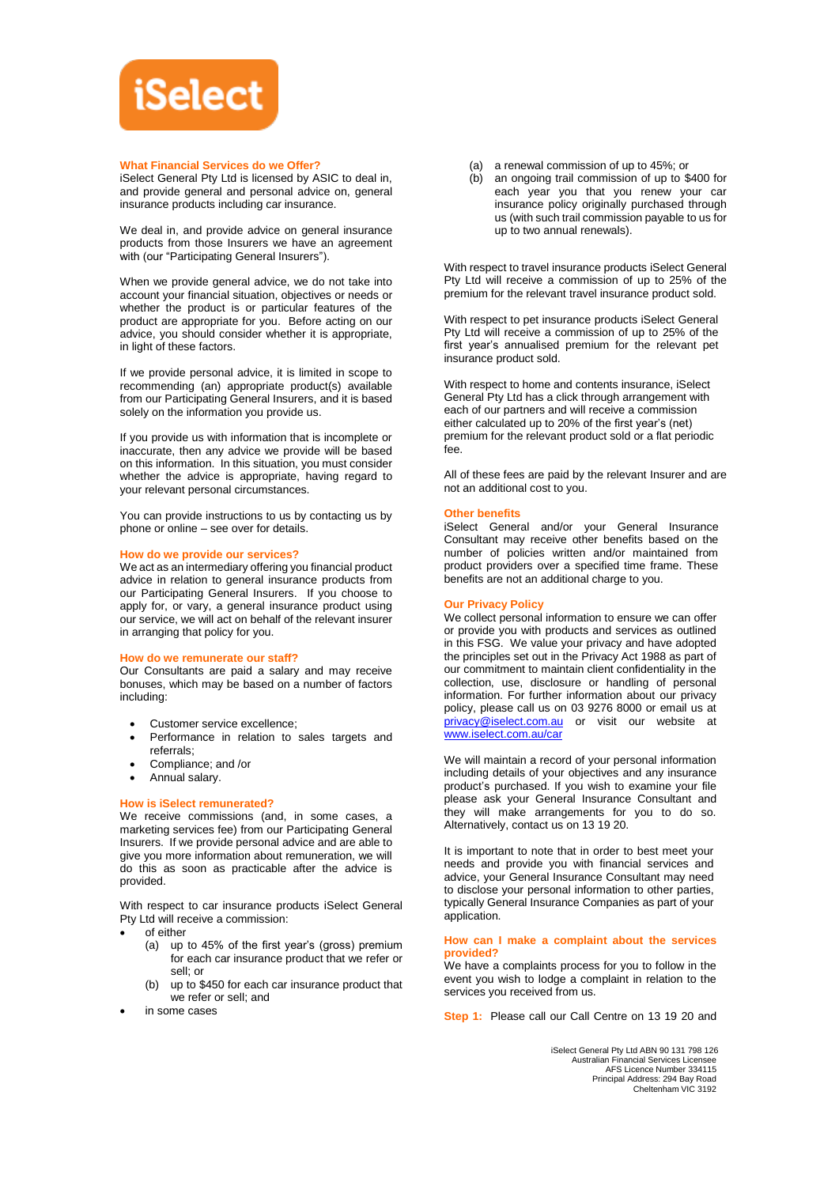iSelect

## What Financial Services do we Offer?

iSelect General Pty Ltd is licensed by ASIC to deal in, and provide general and personal advice on, general insurance products including car insurance.

We deal in, and provide advice on general insurance products from those Insurers we have an agreement with (our "Participating General Insurers").

When we provide general advice, we do not take into account your financial situation, objectives or needs or whether the product is or particular features of the product are appropriate for you. Before acting on our advice, you should consider whether it is appropriate, in light of these factors.

If we provide personal advice, it is limited in scope to recommending (an) appropriate product(s) available from our Participating General Insurers, and it is based solely on the information you provide us.

If you provide us with information that is incomplete or inaccurate, then any advice we provide will be based on this information. In this situation, you must consider whether the advice is appropriate, having regard to your relevant personal circumstances.

You can provide instructions to us by contacting us by phone or online – see over for details.

## How do we provide our services?

We act as an intermediary offering you financial product advice in relation to general insurance products from our Participating General Insurers. If you choose to apply for, or vary, a general insurance product using our service, we will act on behalf of the relevant insurer in arranging that policy for you.

## How do we remunerate our staff?

Our Consultants are paid a salary and may receive bonuses, which may be based on a number of factors including:

- Customer service excellence;
- Performance in relation to sales targets and referrals;
- Compliance; and /or
- Annual salary.

## How is iSelect remunerated?

We receive commissions (and, in some cases, a marketing services fee) from our Participating General Insurers. If we provide personal advice and are able to give you more information about remuneration, we will do this as soon as practicable after the advice is provided.

With respect to car insurance products iSelect General Pty Ltd will receive a commission:

- of either
  - (a) up to 45% of the first year's (gross) premium for each car insurance product that we refer or sell; or
  - (b) up to $450 for each car insurance product that we refer or sell; and
- in some cases
  - (a) a renewal commission of up to 45%; or
  - (b) an ongoing trail commission of up to $400 for each year you that you renew your car insurance policy originally purchased through us (with such trail commission payable to us for up to two annual renewals).

With respect to travel insurance products iSelect General Pty Ltd will receive a commission of up to 25% of the premium for the relevant travel insurance product sold.

With respect to pet insurance products iSelect General Pty Ltd will receive a commission of up to 25% of the first year's annualised premium for the relevant pet insurance product sold.

With respect to home and contents insurance, iSelect General Pty Ltd has a click through arrangement with each of our partners and will receive a commission either calculated up to 20% of the first year's (net) premium for the relevant product sold or a flat periodic fee.

All of these fees are paid by the relevant Insurer and are not an additional cost to you.

## Other benefits

iSelect General and/or your General Insurance Consultant may receive other benefits based on the number of policies written and/or maintained from product providers over a specified time frame. These benefits are not an additional charge to you.

## Our Privacy Policy

We collect personal information to ensure we can offer or provide you with products and services as outlined in this FSG. We value your privacy and have adopted the principles set out in the Privacy Act 1988 as part of our commitment to maintain client confidentiality in the collection, use, disclosure or handling of personal information. For further information about our privacy policy, please call us on 03 9276 8000 or email us at privacy@iselect.com.au or visit our website at www.iselect.com.au/car

We will maintain a record of your personal information including details of your objectives and any insurance product's purchased. If you wish to examine your file please ask your General Insurance Consultant and they will make arrangements for you to do so. Alternatively, contact us on 13 19 20.

It is important to note that in order to best meet your needs and provide you with financial services and advice, your General Insurance Consultant may need to disclose your personal information to other parties, typically General Insurance Companies as part of your application.

## How can I make a complaint about the services provided?

We have a complaints process for you to follow in the event you wish to lodge a complaint in relation to the services you received from us.

**Step 1:** Please call our Call Centre on 13 19 20 and

iSelect General Pty Ltd ABN 90 131 798 126
Australian Financial Services Licensee
AFS Licence Number 334115
Principal Address: 294 Bay Road
Cheltenham VIC 3192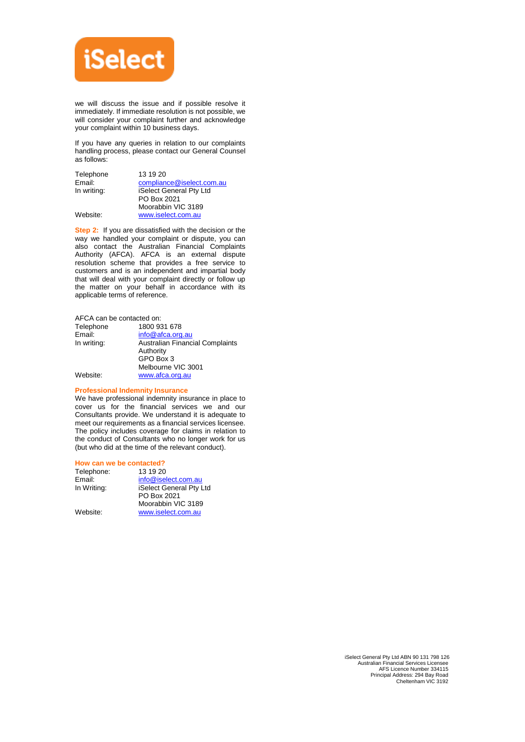we will discuss the issue and if possible resolve it immediately. If immediate resolution is not possible, we will consider your complaint further and acknowledge your complaint within 10 business days.

If you have any queries in relation to our complaints handling process, please contact our General Counsel as follows:

| | |
|---|---|
| Telephone | 13 19 20 |
| Email: | compliance@iselect.com.au |
| In writing: | iSelect General Pty Ltd<br>PO Box 2021<br>Moorabbin VIC 3189 |
| Website: | www.iselect.com.au |

**Step 2:** If you are dissatisfied with the decision or the way we handled your complaint or dispute, you can also contact the Australian Financial Complaints Authority (AFCA). AFCA is an external dispute resolution scheme that provides a free service to customers and is an independent and impartial body that will deal with your complaint directly or follow up the matter on your behalf in accordance with its applicable terms of reference.

AFCA can be contacted on:

| | |
|---|---|
| Telephone | 1800 931 678 |
| Email: | info@afca.org.au |
| In writing: | Australian Financial Complaints Authority<br>GPO Box 3<br>Melbourne VIC 3001 |
| Website: | www.afca.org.au |

### Professional Indemnity Insurance

We have professional indemnity insurance in place to cover us for the financial services we and our Consultants provide. We understand it is adequate to meet our requirements as a financial services licensee. The policy includes coverage for claims in relation to the conduct of Consultants who no longer work for us (but who did at the time of the relevant conduct).

### How can we be contacted?

| | |
|---|---|
| Telephone: | 13 19 20 |
| Email: | info@iselect.com.au |
| In Writing: | iSelect General Pty Ltd<br>PO Box 2021<br>Moorabbin VIC 3189 |
| Website: | www.iselect.com.au |

iSelect General Pty Ltd ABN 90 131 798 126
Australian Financial Services Licensee
AFS Licence Number 334115
Principal Address: 294 Bay Road
Cheltenham VIC 3192